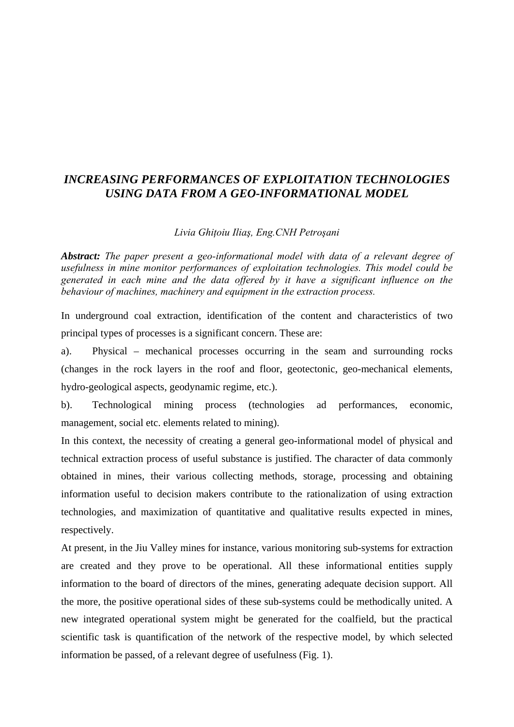# *INCREASING PERFORMANCES OF EXPLOITATION TECHNOLOGIES USING DATA FROM A GEO-INFORMATIONAL MODEL*

*Livia Ghițoiu Iliaş, Eng.CNH Petroşani*

***Abstract:*** *The paper present a geo-informational model with data of a relevant degree of usefulness in mine monitor performances of exploitation technologies. This model could be generated in each mine and the data offered by it have a significant influence on the behaviour of machines, machinery and equipment in the extraction process.*

In underground coal extraction, identification of the content and characteristics of two principal types of processes is a significant concern. These are:

a). Physical – mechanical processes occurring in the seam and surrounding rocks (changes in the rock layers in the roof and floor, geotectonic, geo-mechanical elements, hydro-geological aspects, geodynamic regime, etc.).

b). Technological mining process (technologies ad performances, economic, management, social etc. elements related to mining).

In this context, the necessity of creating a general geo-informational model of physical and technical extraction process of useful substance is justified. The character of data commonly obtained in mines, their various collecting methods, storage, processing and obtaining information useful to decision makers contribute to the rationalization of using extraction technologies, and maximization of quantitative and qualitative results expected in mines, respectively.

At present, in the Jiu Valley mines for instance, various monitoring sub-systems for extraction are created and they prove to be operational. All these informational entities supply information to the board of directors of the mines, generating adequate decision support. All the more, the positive operational sides of these sub-systems could be methodically united. A new integrated operational system might be generated for the coalfield, but the practical scientific task is quantification of the network of the respective model, by which selected information be passed, of a relevant degree of usefulness (Fig. 1).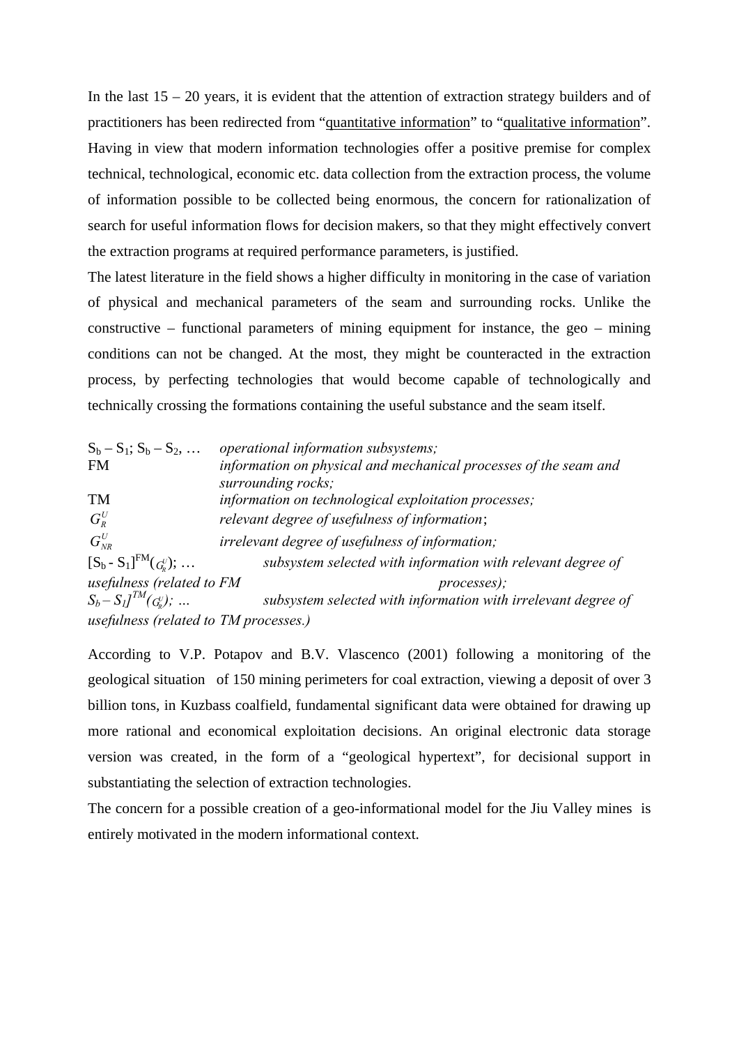In the last 15 – 20 years, it is evident that the attention of extraction strategy builders and of practitioners has been redirected from "quantitative information" to "qualitative information". Having in view that modern information technologies offer a positive premise for complex technical, technological, economic etc. data collection from the extraction process, the volume of information possible to be collected being enormous, the concern for rationalization of search for useful information flows for decision makers, so that they might effectively convert the extraction programs at required performance parameters, is justified.

The latest literature in the field shows a higher difficulty in monitoring in the case of variation of physical and mechanical parameters of the seam and surrounding rocks. Unlike the constructive – functional parameters of mining equipment for instance, the geo – mining conditions can not be changed. At the most, they might be counteracted in the extraction process, by perfecting technologies that would become capable of technologically and technically crossing the formations containing the useful substance and the seam itself.

$S_b – S_1$; $S_b – S_2$, … *operational information subsystems;*
FM *information on physical and mechanical processes of the seam and surrounding rocks;*
TM *information on technological exploitation processes;*
$G_R^U$ *relevant degree of usefulness of information*;
$G_{NR}^U$ *irrelevant degree of usefulness of information;*
$[S_b - S_1]^{FM}(G_R^U)$; … *subsystem selected with information with relevant degree of usefulness (related to FM processes);*
$S_b – S_1]^{TM}(G_R^U)$; … *subsystem selected with information with irrelevant degree of usefulness (related to TM processes.)*

According to V.P. Potapov and B.V. Vlascenco (2001) following a monitoring of the geological situation of 150 mining perimeters for coal extraction, viewing a deposit of over 3 billion tons, in Kuzbass coalfield, fundamental significant data were obtained for drawing up more rational and economical exploitation decisions. An original electronic data storage version was created, in the form of a "geological hypertext", for decisional support in substantiating the selection of extraction technologies.

The concern for a possible creation of a geo-informational model for the Jiu Valley mines is entirely motivated in the modern informational context.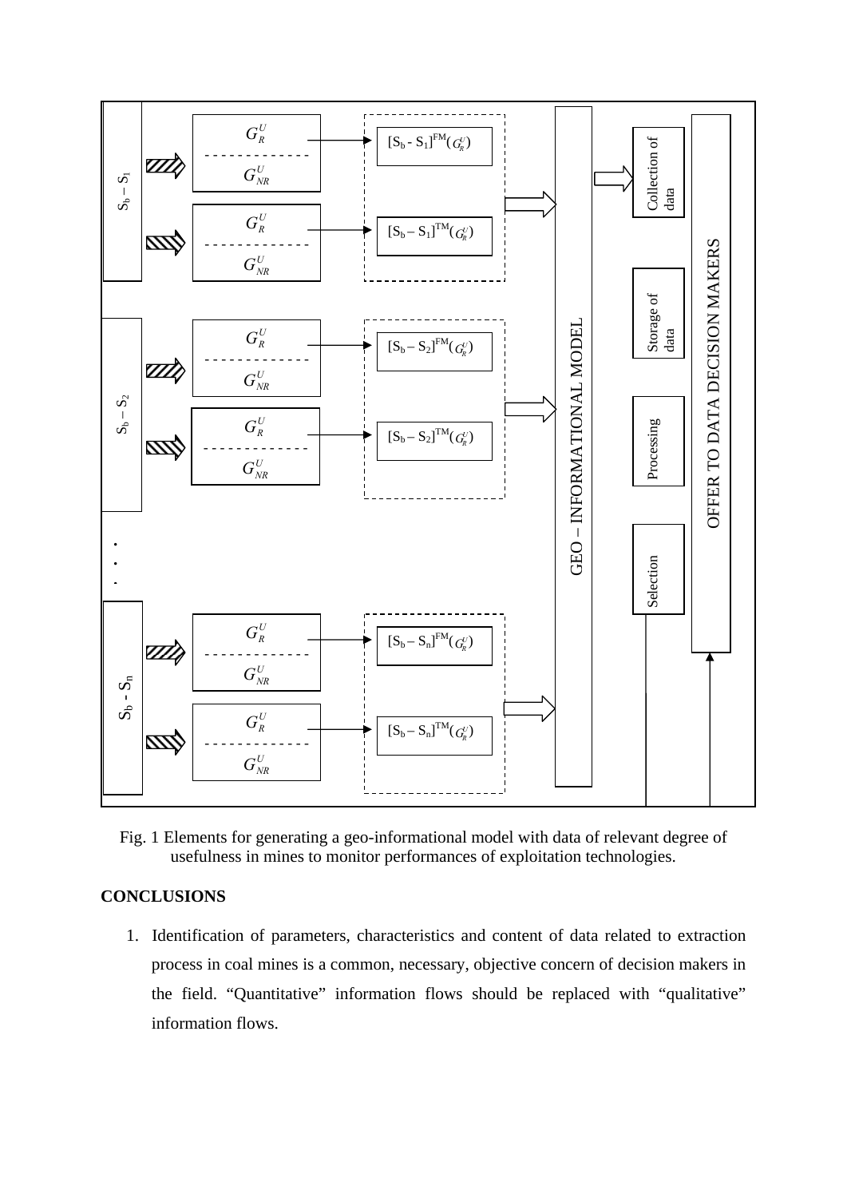Fig. 1 Elements for generating a geo-informational model with data of relevant degree of usefulness in mines to monitor performances of exploitation technologies.

**CONCLUSIONS**

1. Identification of parameters, characteristics and content of data related to extraction process in coal mines is a common, necessary, objective concern of decision makers in the field. “Quantitative” information flows should be replaced with “qualitative” information flows.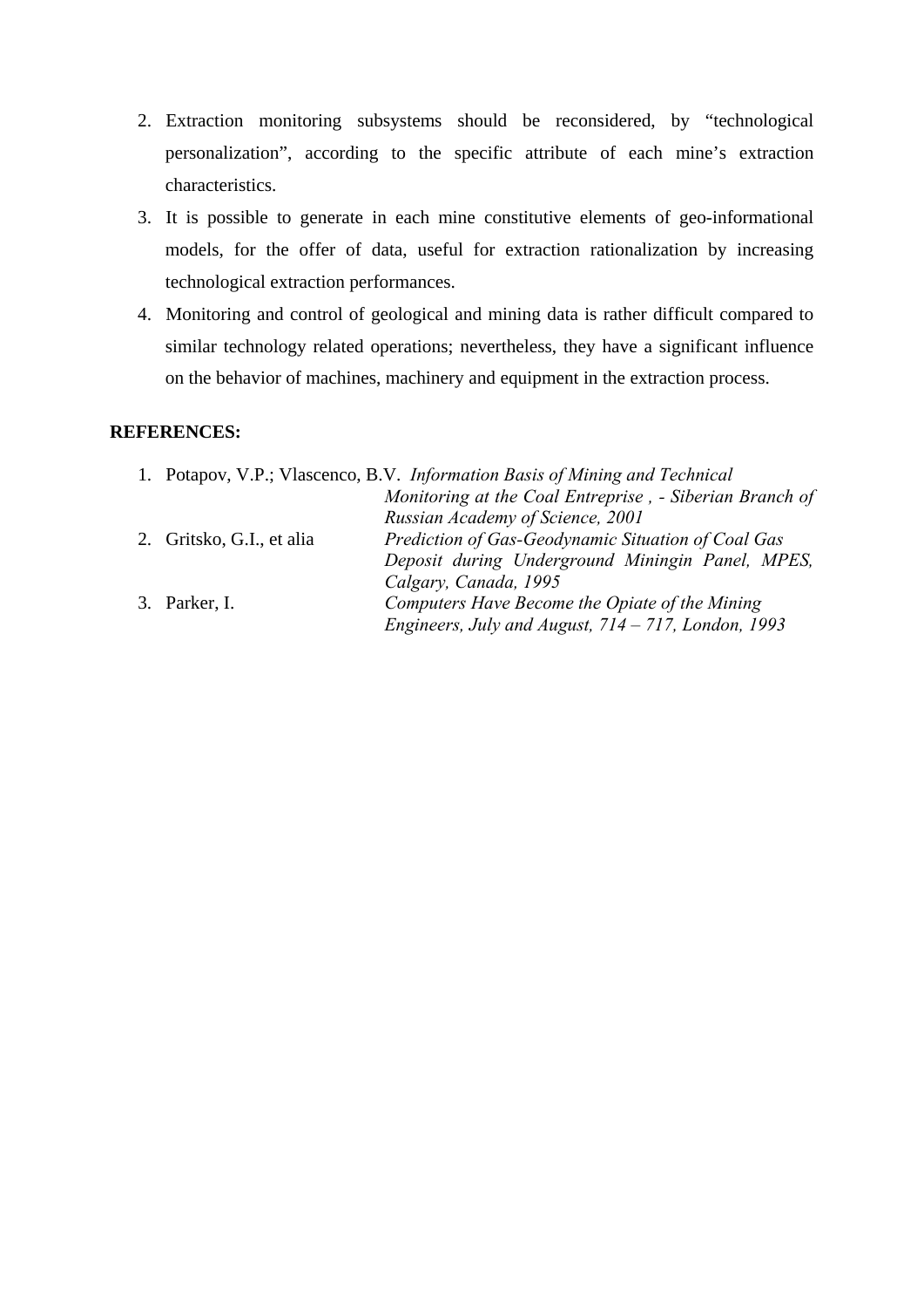2. Extraction monitoring subsystems should be reconsidered, by "technological personalization", according to the specific attribute of each mine's extraction characteristics.
3. It is possible to generate in each mine constitutive elements of geo-informational models, for the offer of data, useful for extraction rationalization by increasing technological extraction performances.
4. Monitoring and control of geological and mining data is rather difficult compared to similar technology related operations; nevertheless, they have a significant influence on the behavior of machines, machinery and equipment in the extraction process.

**REFERENCES:**

1. Potapov, V.P.; Vlascenco, B.V. *Information Basis of Mining and Technical Monitoring at the Coal Entreprise , - Siberian Branch of Russian Academy of Science, 2001*
2. Gritsko, G.I., et alia *Prediction of Gas-Geodynamic Situation of Coal Gas Deposit during Underground Miningin Panel, MPES, Calgary, Canada, 1995*
3. Parker, I. *Computers Have Become the Opiate of the Mining Engineers, July and August, 714 – 717, London, 1993*